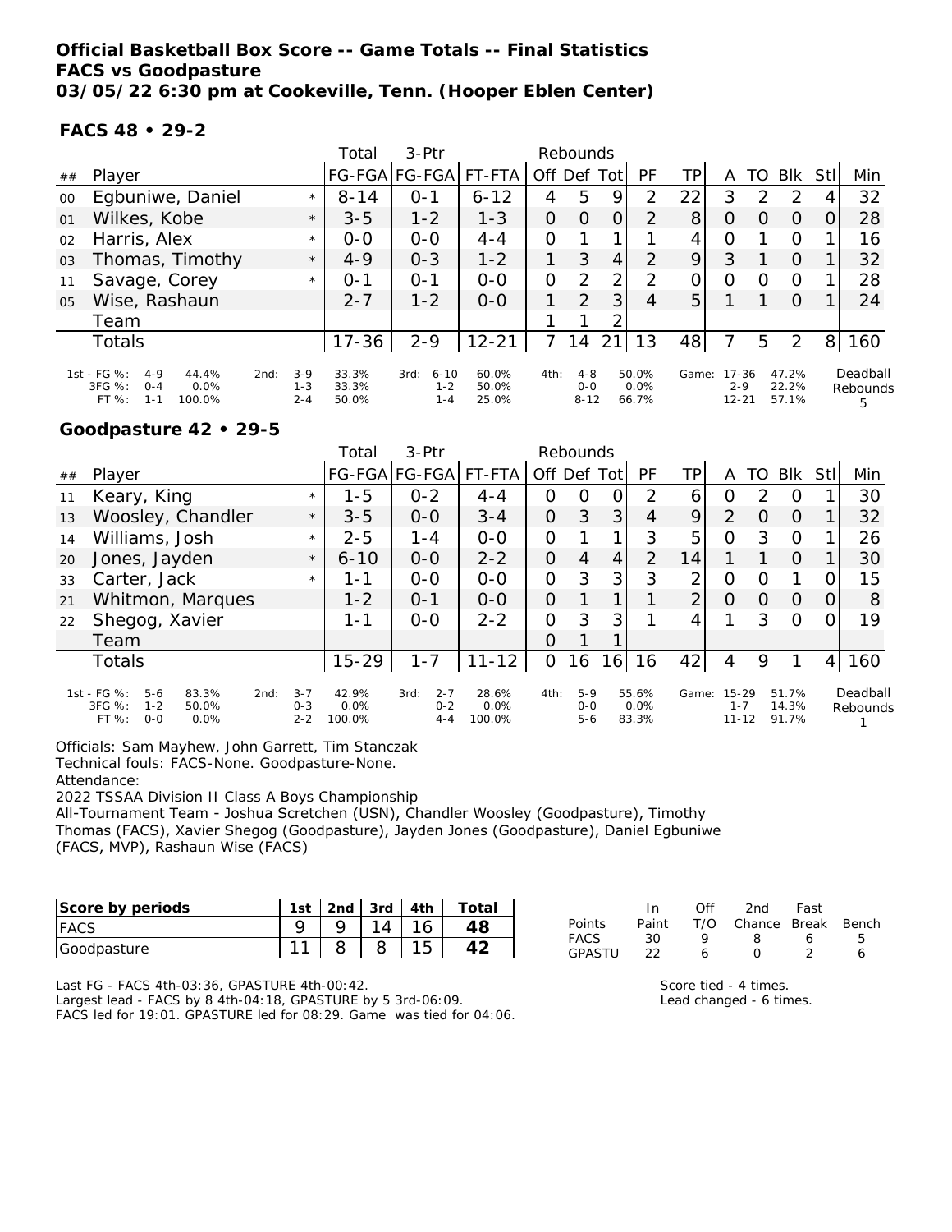# Official Basketball Box Score -- Game Totals -- Final Statistics
## FACS vs Goodpasture
### 03/05/22 6:30 pm at Cookeville, Tenn. (Hooper Eblen Center)

**FACS 48 • 29-2**

| ## | Player | | Total FG-FGA | 3-Ptr FG-FGA | FT-FTA | Off | Def | Tot | PF | TP | A | TO | Blk | Stl | Min |
|---|---|---|---|---|---|---|---|---|---|---|---|---|---|---|---|
| 00 | Egbuniwe, Daniel | * | 8-14 | 0-1 | 6-12 | 4 | 5 | 9 | 2 | 22 | 3 | 2 | 2 | 4 | 32 |
| 01 | Wilkes, Kobe | * | 3-5 | 1-2 | 1-3 | 0 | 0 | 0 | 2 | 8 | 0 | 0 | 0 | 0 | 28 |
| 02 | Harris, Alex | * | 0-0 | 0-0 | 4-4 | 0 | 1 | 1 | 1 | 4 | 0 | 1 | 0 | 1 | 16 |
| 03 | Thomas, Timothy | * | 4-9 | 0-3 | 1-2 | 1 | 3 | 4 | 2 | 9 | 3 | 1 | 0 | 1 | 32 |
| 11 | Savage, Corey | * | 0-1 | 0-1 | 0-0 | 0 | 2 | 2 | 2 | 0 | 0 | 0 | 0 | 1 | 28 |
| 05 | Wise, Rashaun | | 2-7 | 1-2 | 0-0 | 1 | 2 | 3 | 4 | 5 | 1 | 1 | 0 | 1 | 24 |
| | Team | | | | | 1 | 1 | 2 | | | | | | | |
| | Totals | | 17-36 | 2-9 | 12-21 | 7 | 14 | 21 | 13 | 48 | 7 | 5 | 2 | 8 | 160 |

| | 1st | | 2nd | | 3rd | | 4th | | Game | | Deadball Rebounds |
|---|---|---|---|---|---|---|---|---|---|---|---|
| FG % | 4-9 | 44.4% | 3-9 | 33.3% | 6-10 | 60.0% | 4-8 | 50.0% | 17-36 | 47.2% | 5 |
| 3FG % | 0-4 | 0.0% | 1-3 | 33.3% | 1-2 | 50.0% | 0-0 | 0.0% | 2-9 | 22.2% | |
| FT % | 1-1 | 100.0% | 2-4 | 50.0% | 1-4 | 25.0% | 8-12 | 66.7% | 12-21 | 57.1% | |

**Goodpasture 42 • 29-5**

| ## | Player | | Total FG-FGA | 3-Ptr FG-FGA | FT-FTA | Off | Def | Tot | PF | TP | A | TO | Blk | Stl | Min |
|---|---|---|---|---|---|---|---|---|---|---|---|---|---|---|---|
| 11 | Keary, King | * | 1-5 | 0-2 | 4-4 | 0 | 0 | 0 | 2 | 6 | 0 | 2 | 0 | 1 | 30 |
| 13 | Woosley, Chandler | * | 3-5 | 0-0 | 3-4 | 0 | 3 | 3 | 4 | 9 | 2 | 0 | 0 | 1 | 32 |
| 14 | Williams, Josh | * | 2-5 | 1-4 | 0-0 | 0 | 1 | 1 | 3 | 5 | 0 | 3 | 0 | 1 | 26 |
| 20 | Jones, Jayden | * | 6-10 | 0-0 | 2-2 | 0 | 4 | 4 | 2 | 14 | 1 | 1 | 0 | 1 | 30 |
| 33 | Carter, Jack | * | 1-1 | 0-0 | 0-0 | 0 | 3 | 3 | 3 | 2 | 0 | 0 | 1 | 0 | 15 |
| 21 | Whitmon, Marques | | 1-2 | 0-1 | 0-0 | 0 | 1 | 1 | 1 | 2 | 0 | 0 | 0 | 0 | 8 |
| 22 | Shegog, Xavier | | 1-1 | 0-0 | 2-2 | 0 | 3 | 3 | 1 | 4 | 1 | 3 | 0 | 0 | 19 |
| | Team | | | | | 0 | 1 | 1 | | | | | | | |
| | Totals | | 15-29 | 1-7 | 11-12 | 0 | 16 | 16 | 16 | 42 | 4 | 9 | 1 | 4 | 160 |

| | 1st | | 2nd | | 3rd | | 4th | | Game | | Deadball Rebounds |
|---|---|---|---|---|---|---|---|---|---|---|---|
| FG % | 5-6 | 83.3% | 3-7 | 42.9% | 2-7 | 28.6% | 5-9 | 55.6% | 15-29 | 51.7% | 1 |
| 3FG % | 1-2 | 50.0% | 0-3 | 0.0% | 0-2 | 0.0% | 0-0 | 0.0% | 1-7 | 14.3% | |
| FT % | 0-0 | 0.0% | 2-2 | 100.0% | 4-4 | 100.0% | 5-6 | 83.3% | 11-12 | 91.7% | |

Officials: Sam Mayhew, John Garrett, Tim Stanczak
Technical fouls: FACS-None. Goodpasture-None.
Attendance:
2022 TSSAA Division II Class A Boys Championship
All-Tournament Team - Joshua Scretchen (USN), Chandler Woosley (Goodpasture), Timothy Thomas (FACS), Xavier Shegog (Goodpasture), Jayden Jones (Goodpasture), Daniel Egbuniwe (FACS, MVP), Rashaun Wise (FACS)

| Score by periods | 1st | 2nd | 3rd | 4th | Total |
|---|---|---|---|---|---|
| FACS | 9 | 9 | 14 | 16 | 48 |
| Goodpasture | 11 | 8 | 8 | 15 | 42 |

| Points | In Paint | Off T/O | 2nd Chance | Fast Break | Bench |
|---|---|---|---|---|---|
| FACS | 30 | 9 | 8 | 6 | 5 |
| GPASTU | 22 | 6 | 0 | 2 | 6 |

Last FG - FACS 4th-03:36, GPASTURE 4th-00:42.
Largest lead - FACS by 8 4th-04:18, GPASTURE by 5 3rd-06:09.
FACS led for 19:01. GPASTURE led for 08:29. Game was tied for 04:06.

Score tied - 4 times.
Lead changed - 6 times.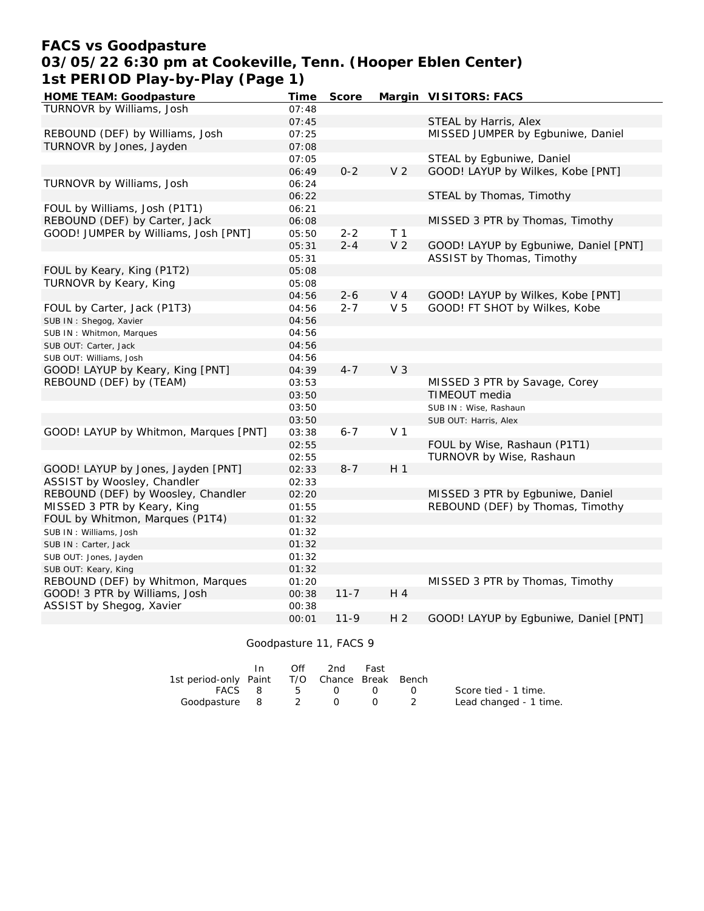# FACS vs Goodpasture
## 03/05/22 6:30 pm at Cookeville, Tenn. (Hooper Eblen Center)
## 1st PERIOD Play-by-Play (Page 1)

| HOME TEAM: Goodpasture | Time | Score | Margin | VISITORS: FACS |
|---|---|---|---|---|
| TURNOVR by Williams, Josh | 07:48 | | | |
| | 07:45 | | | STEAL by Harris, Alex |
| REBOUND (DEF) by Williams, Josh | 07:25 | | | MISSED JUMPER by Egbuniwe, Daniel |
| TURNOVR by Jones, Jayden | 07:08 | | | |
| | 07:05 | | | STEAL by Egbuniwe, Daniel |
| | 06:49 | 0-2 | V 2 | GOOD! LAYUP by Wilkes, Kobe [PNT] |
| TURNOVR by Williams, Josh | 06:24 | | | |
| | 06:22 | | | STEAL by Thomas, Timothy |
| FOUL by Williams, Josh (P1T1) | 06:21 | | | |
| REBOUND (DEF) by Carter, Jack | 06:08 | | | MISSED 3 PTR by Thomas, Timothy |
| GOOD! JUMPER by Williams, Josh [PNT] | 05:50 | 2-2 | T 1 | |
| | 05:31 | 2-4 | V 2 | GOOD! LAYUP by Egbuniwe, Daniel [PNT] |
| | 05:31 | | | ASSIST by Thomas, Timothy |
| FOUL by Keary, King (P1T2) | 05:08 | | | |
| TURNOVR by Keary, King | 05:08 | | | |
| | 04:56 | 2-6 | V 4 | GOOD! LAYUP by Wilkes, Kobe [PNT] |
| FOUL by Carter, Jack (P1T3) | 04:56 | 2-7 | V 5 | GOOD! FT SHOT by Wilkes, Kobe |
| SUB IN : Shegog, Xavier | 04:56 | | | |
| SUB IN : Whitmon, Marques | 04:56 | | | |
| SUB OUT: Carter, Jack | 04:56 | | | |
| SUB OUT: Williams, Josh | 04:56 | | | |
| GOOD! LAYUP by Keary, King [PNT] | 04:39 | 4-7 | V 3 | |
| REBOUND (DEF) by (TEAM) | 03:53 | | | MISSED 3 PTR by Savage, Corey |
| | 03:50 | | | TIMEOUT media |
| | 03:50 | | | SUB IN : Wise, Rashaun |
| | 03:50 | | | SUB OUT: Harris, Alex |
| GOOD! LAYUP by Whitmon, Marques [PNT] | 03:38 | 6-7 | V 1 | |
| | 02:55 | | | FOUL by Wise, Rashaun (P1T1) |
| | 02:55 | | | TURNOVR by Wise, Rashaun |
| GOOD! LAYUP by Jones, Jayden [PNT] | 02:33 | 8-7 | H 1 | |
| ASSIST by Woosley, Chandler | 02:33 | | | |
| REBOUND (DEF) by Woosley, Chandler | 02:20 | | | MISSED 3 PTR by Egbuniwe, Daniel |
| MISSED 3 PTR by Keary, King | 01:55 | | | REBOUND (DEF) by Thomas, Timothy |
| FOUL by Whitmon, Marques (P1T4) | 01:32 | | | |
| SUB IN : Williams, Josh | 01:32 | | | |
| SUB IN : Carter, Jack | 01:32 | | | |
| SUB OUT: Jones, Jayden | 01:32 | | | |
| SUB OUT: Keary, King | 01:32 | | | |
| REBOUND (DEF) by Whitmon, Marques | 01:20 | | | MISSED 3 PTR by Thomas, Timothy |
| GOOD! 3 PTR by Williams, Josh | 00:38 | 11-7 | H 4 | |
| ASSIST by Shegog, Xavier | 00:38 | | | |
| | 00:01 | 11-9 | H 2 | GOOD! LAYUP by Egbuniwe, Daniel [PNT] |

Goodpasture 11, FACS 9

| 1st period-only | In Paint | Off T/O | 2nd Chance | Fast Break | Bench |
|---|---|---|---|---|---|
| FACS | 8 | 5 | 0 | 0 | 0 |
| Goodpasture | 8 | 2 | 0 | 0 | 2 |

Score tied - 1 time.
Lead changed - 1 time.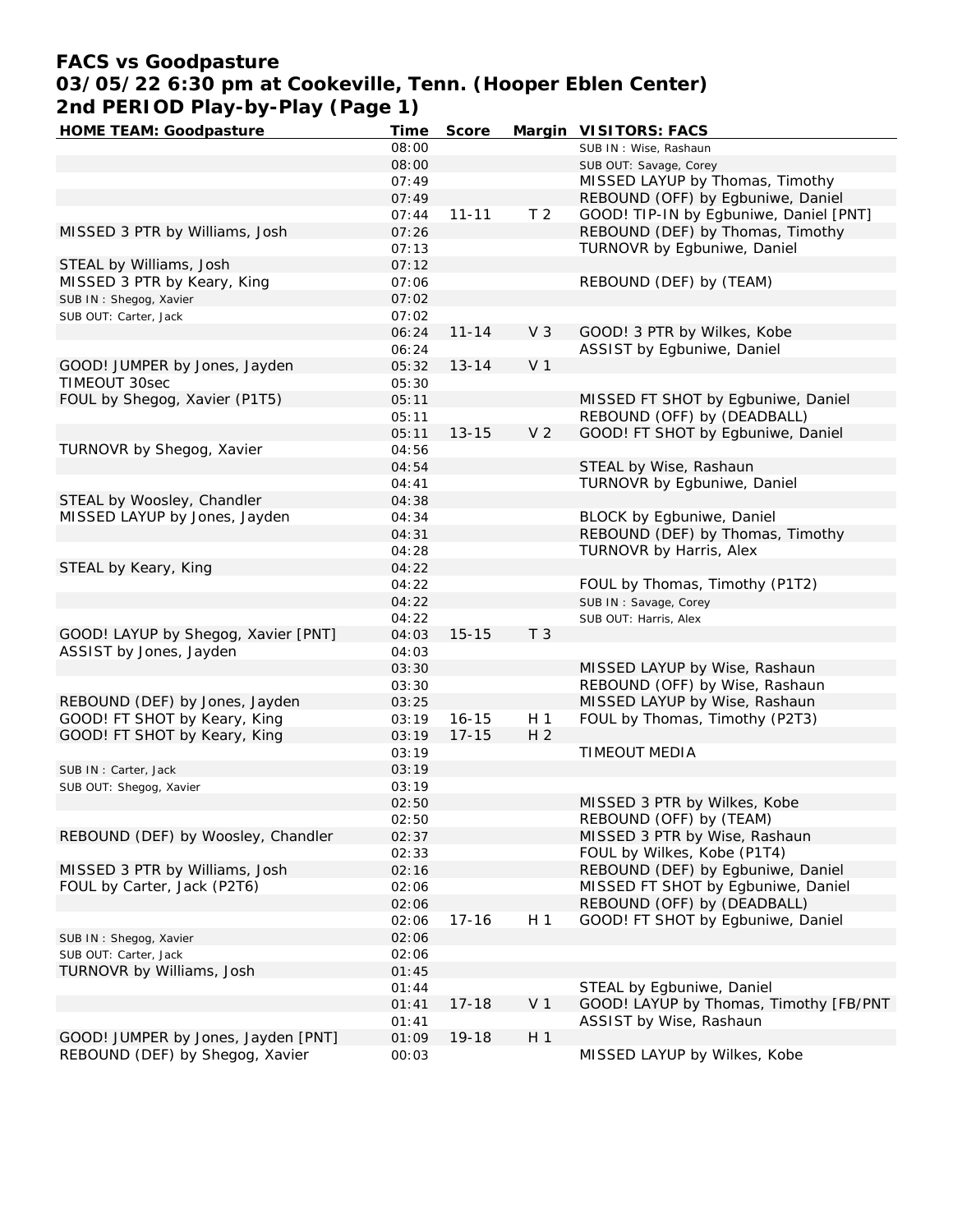# FACS vs Goodpasture
## 03/05/22 6:30 pm at Cookeville, Tenn. (Hooper Eblen Center)
## 2nd PERIOD Play-by-Play (Page 1)

| HOME TEAM: Goodpasture | Time | Score | Margin | VISITORS: FACS |
|---|---|---|---|---|
| | 08:00 | | | SUB IN : Wise, Rashaun |
| | 08:00 | | | SUB OUT: Savage, Corey |
| | 07:49 | | | MISSED LAYUP by Thomas, Timothy |
| | 07:49 | | | REBOUND (OFF) by Egbuniwe, Daniel |
| | 07:44 | 11-11 | T 2 | GOOD! TIP-IN by Egbuniwe, Daniel [PNT] |
| MISSED 3 PTR by Williams, Josh | 07:26 | | | REBOUND (DEF) by Thomas, Timothy |
| | 07:13 | | | TURNOVR by Egbuniwe, Daniel |
| STEAL by Williams, Josh | 07:12 | | | |
| MISSED 3 PTR by Keary, King | 07:06 | | | REBOUND (DEF) by (TEAM) |
| SUB IN : Shegog, Xavier | 07:02 | | | |
| SUB OUT: Carter, Jack | 07:02 | | | |
| | 06:24 | 11-14 | V 3 | GOOD! 3 PTR by Wilkes, Kobe |
| | 06:24 | | | ASSIST by Egbuniwe, Daniel |
| GOOD! JUMPER by Jones, Jayden | 05:32 | 13-14 | V 1 | |
| TIMEOUT 30sec | 05:30 | | | |
| FOUL by Shegog, Xavier (P1T5) | 05:11 | | | MISSED FT SHOT by Egbuniwe, Daniel |
| | 05:11 | | | REBOUND (OFF) by (DEADBALL) |
| | 05:11 | 13-15 | V 2 | GOOD! FT SHOT by Egbuniwe, Daniel |
| TURNOVR by Shegog, Xavier | 04:56 | | | |
| | 04:54 | | | STEAL by Wise, Rashaun |
| | 04:41 | | | TURNOVR by Egbuniwe, Daniel |
| STEAL by Woosley, Chandler | 04:38 | | | |
| MISSED LAYUP by Jones, Jayden | 04:34 | | | BLOCK by Egbuniwe, Daniel |
| | 04:31 | | | REBOUND (DEF) by Thomas, Timothy |
| | 04:28 | | | TURNOVR by Harris, Alex |
| STEAL by Keary, King | 04:22 | | | |
| | 04:22 | | | FOUL by Thomas, Timothy (P1T2) |
| | 04:22 | | | SUB IN : Savage, Corey |
| | 04:22 | | | SUB OUT: Harris, Alex |
| GOOD! LAYUP by Shegog, Xavier [PNT] | 04:03 | 15-15 | T 3 | |
| ASSIST by Jones, Jayden | 04:03 | | | |
| | 03:30 | | | MISSED LAYUP by Wise, Rashaun |
| | 03:30 | | | REBOUND (OFF) by Wise, Rashaun |
| REBOUND (DEF) by Jones, Jayden | 03:25 | | | MISSED LAYUP by Wise, Rashaun |
| GOOD! FT SHOT by Keary, King | 03:19 | 16-15 | H 1 | FOUL by Thomas, Timothy (P2T3) |
| GOOD! FT SHOT by Keary, King | 03:19 | 17-15 | H 2 | |
| | 03:19 | | | TIMEOUT MEDIA |
| SUB IN : Carter, Jack | 03:19 | | | |
| SUB OUT: Shegog, Xavier | 03:19 | | | |
| | 02:50 | | | MISSED 3 PTR by Wilkes, Kobe |
| | 02:50 | | | REBOUND (OFF) by (TEAM) |
| REBOUND (DEF) by Woosley, Chandler | 02:37 | | | MISSED 3 PTR by Wise, Rashaun |
| | 02:33 | | | FOUL by Wilkes, Kobe (P1T4) |
| MISSED 3 PTR by Williams, Josh | 02:16 | | | REBOUND (DEF) by Egbuniwe, Daniel |
| FOUL by Carter, Jack (P2T6) | 02:06 | | | MISSED FT SHOT by Egbuniwe, Daniel |
| | 02:06 | | | REBOUND (OFF) by (DEADBALL) |
| | 02:06 | 17-16 | H 1 | GOOD! FT SHOT by Egbuniwe, Daniel |
| SUB IN : Shegog, Xavier | 02:06 | | | |
| SUB OUT: Carter, Jack | 02:06 | | | |
| TURNOVR by Williams, Josh | 01:45 | | | |
| | 01:44 | | | STEAL by Egbuniwe, Daniel |
| | 01:41 | 17-18 | V 1 | GOOD! LAYUP by Thomas, Timothy [FB/PNT |
| | 01:41 | | | ASSIST by Wise, Rashaun |
| GOOD! JUMPER by Jones, Jayden [PNT] | 01:09 | 19-18 | H 1 | |
| REBOUND (DEF) by Shegog, Xavier | 00:03 | | | MISSED LAYUP by Wilkes, Kobe |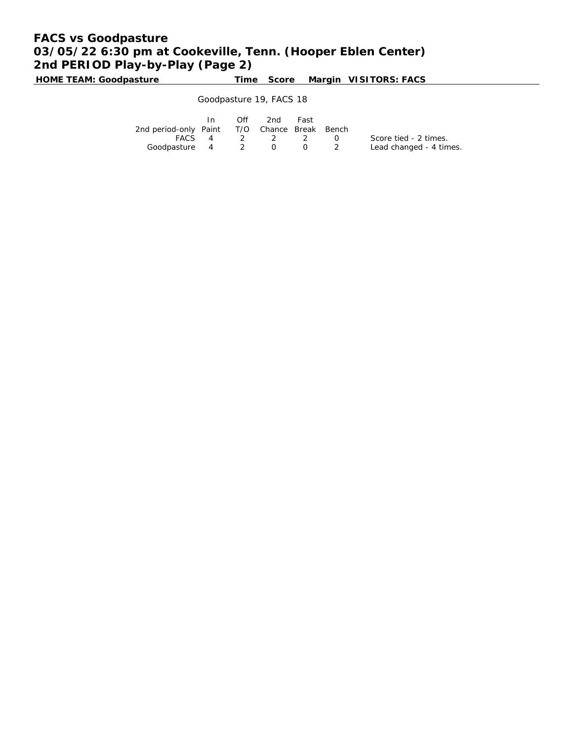# FACS vs Goodpasture
## 03/05/22 6:30 pm at Cookeville, Tenn. (Hooper Eblen Center)
## 2nd PERIOD Play-by-Play (Page 2)

**HOME TEAM: Goodpasture** | **Time** | **Score** | **Margin** | **VISITORS: FACS**

Goodpasture 19, FACS 18

| 2nd period-only | In Paint | Off T/O | 2nd Chance | Fast Break | Bench |
|---|---|---|---|---|---|
| FACS | 4 | 2 | 2 | 2 | 0 |
| Goodpasture | 4 | 2 | 0 | 0 | 2 |

Score tied - 2 times.
Lead changed - 4 times.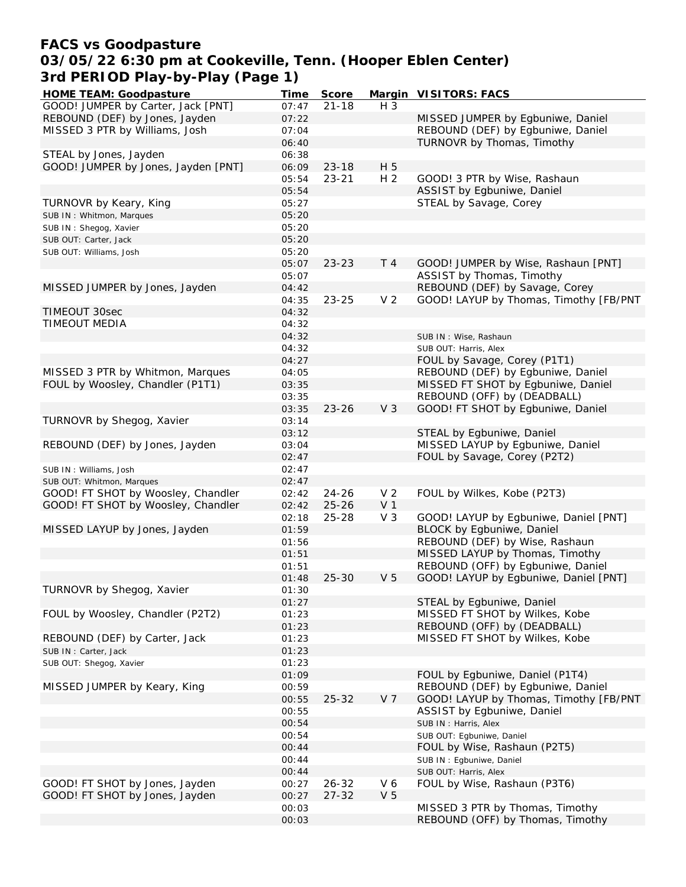# FACS vs Goodpasture
## 03/05/22 6:30 pm at Cookeville, Tenn. (Hooper Eblen Center)
### 3rd PERIOD Play-by-Play (Page 1)

| HOME TEAM: Goodpasture | Time | Score | Margin | VISITORS: FACS |
|---|---|---|---|---|
| GOOD! JUMPER by Carter, Jack [PNT] | 07:47 | 21-18 | H 3 | |
| REBOUND (DEF) by Jones, Jayden | 07:22 | | | MISSED JUMPER by Egbuniwe, Daniel |
| MISSED 3 PTR by Williams, Josh | 07:04 | | | REBOUND (DEF) by Egbuniwe, Daniel |
| | 06:40 | | | TURNOVR by Thomas, Timothy |
| STEAL by Jones, Jayden | 06:38 | | | |
| GOOD! JUMPER by Jones, Jayden [PNT] | 06:09 | 23-18 | H 5 | |
| | 05:54 | 23-21 | H 2 | GOOD! 3 PTR by Wise, Rashaun |
| | 05:54 | | | ASSIST by Egbuniwe, Daniel |
| TURNOVR by Keary, King | 05:27 | | | STEAL by Savage, Corey |
| SUB IN : Whitmon, Marques | 05:20 | | | |
| SUB IN : Shegog, Xavier | 05:20 | | | |
| SUB OUT: Carter, Jack | 05:20 | | | |
| SUB OUT: Williams, Josh | 05:20 | | | |
| | 05:07 | 23-23 | T 4 | GOOD! JUMPER by Wise, Rashaun [PNT] |
| | 05:07 | | | ASSIST by Thomas, Timothy |
| MISSED JUMPER by Jones, Jayden | 04:42 | | | REBOUND (DEF) by Savage, Corey |
| | 04:35 | 23-25 | V 2 | GOOD! LAYUP by Thomas, Timothy [FB/PNT |
| TIMEOUT 30sec | 04:32 | | | |
| TIMEOUT MEDIA | 04:32 | | | |
| | 04:32 | | | SUB IN : Wise, Rashaun |
| | 04:32 | | | SUB OUT: Harris, Alex |
| | 04:27 | | | FOUL by Savage, Corey (P1T1) |
| MISSED 3 PTR by Whitmon, Marques | 04:05 | | | REBOUND (DEF) by Egbuniwe, Daniel |
| FOUL by Woosley, Chandler (P1T1) | 03:35 | | | MISSED FT SHOT by Egbuniwe, Daniel |
| | 03:35 | | | REBOUND (OFF) by (DEADBALL) |
| | 03:35 | 23-26 | V 3 | GOOD! FT SHOT by Egbuniwe, Daniel |
| TURNOVR by Shegog, Xavier | 03:14 | | | |
| | 03:12 | | | STEAL by Egbuniwe, Daniel |
| REBOUND (DEF) by Jones, Jayden | 03:04 | | | MISSED LAYUP by Egbuniwe, Daniel |
| | 02:47 | | | FOUL by Savage, Corey (P2T2) |
| SUB IN : Williams, Josh | 02:47 | | | |
| SUB OUT: Whitmon, Marques | 02:47 | | | |
| GOOD! FT SHOT by Woosley, Chandler | 02:42 | 24-26 | V 2 | FOUL by Wilkes, Kobe (P2T3) |
| GOOD! FT SHOT by Woosley, Chandler | 02:42 | 25-26 | V 1 | |
| | 02:18 | 25-28 | V 3 | GOOD! LAYUP by Egbuniwe, Daniel [PNT] |
| MISSED LAYUP by Jones, Jayden | 01:59 | | | BLOCK by Egbuniwe, Daniel |
| | 01:56 | | | REBOUND (DEF) by Wise, Rashaun |
| | 01:51 | | | MISSED LAYUP by Thomas, Timothy |
| | 01:51 | | | REBOUND (OFF) by Egbuniwe, Daniel |
| | 01:48 | 25-30 | V 5 | GOOD! LAYUP by Egbuniwe, Daniel [PNT] |
| TURNOVR by Shegog, Xavier | 01:30 | | | |
| | 01:27 | | | STEAL by Egbuniwe, Daniel |
| FOUL by Woosley, Chandler (P2T2) | 01:23 | | | MISSED FT SHOT by Wilkes, Kobe |
| | 01:23 | | | REBOUND (OFF) by (DEADBALL) |
| REBOUND (DEF) by Carter, Jack | 01:23 | | | MISSED FT SHOT by Wilkes, Kobe |
| SUB IN : Carter, Jack | 01:23 | | | |
| SUB OUT: Shegog, Xavier | 01:23 | | | |
| | 01:09 | | | FOUL by Egbuniwe, Daniel (P1T4) |
| MISSED JUMPER by Keary, King | 00:59 | | | REBOUND (DEF) by Egbuniwe, Daniel |
| | 00:55 | 25-32 | V 7 | GOOD! LAYUP by Thomas, Timothy [FB/PNT |
| | 00:55 | | | ASSIST by Egbuniwe, Daniel |
| | 00:54 | | | SUB IN : Harris, Alex |
| | 00:54 | | | SUB OUT: Egbuniwe, Daniel |
| | 00:44 | | | FOUL by Wise, Rashaun (P2T5) |
| | 00:44 | | | SUB IN : Egbuniwe, Daniel |
| | 00:44 | | | SUB OUT: Harris, Alex |
| GOOD! FT SHOT by Jones, Jayden | 00:27 | 26-32 | V 6 | FOUL by Wise, Rashaun (P3T6) |
| GOOD! FT SHOT by Jones, Jayden | 00:27 | 27-32 | V 5 | |
| | 00:03 | | | MISSED 3 PTR by Thomas, Timothy |
| | 00:03 | | | REBOUND (OFF) by Thomas, Timothy |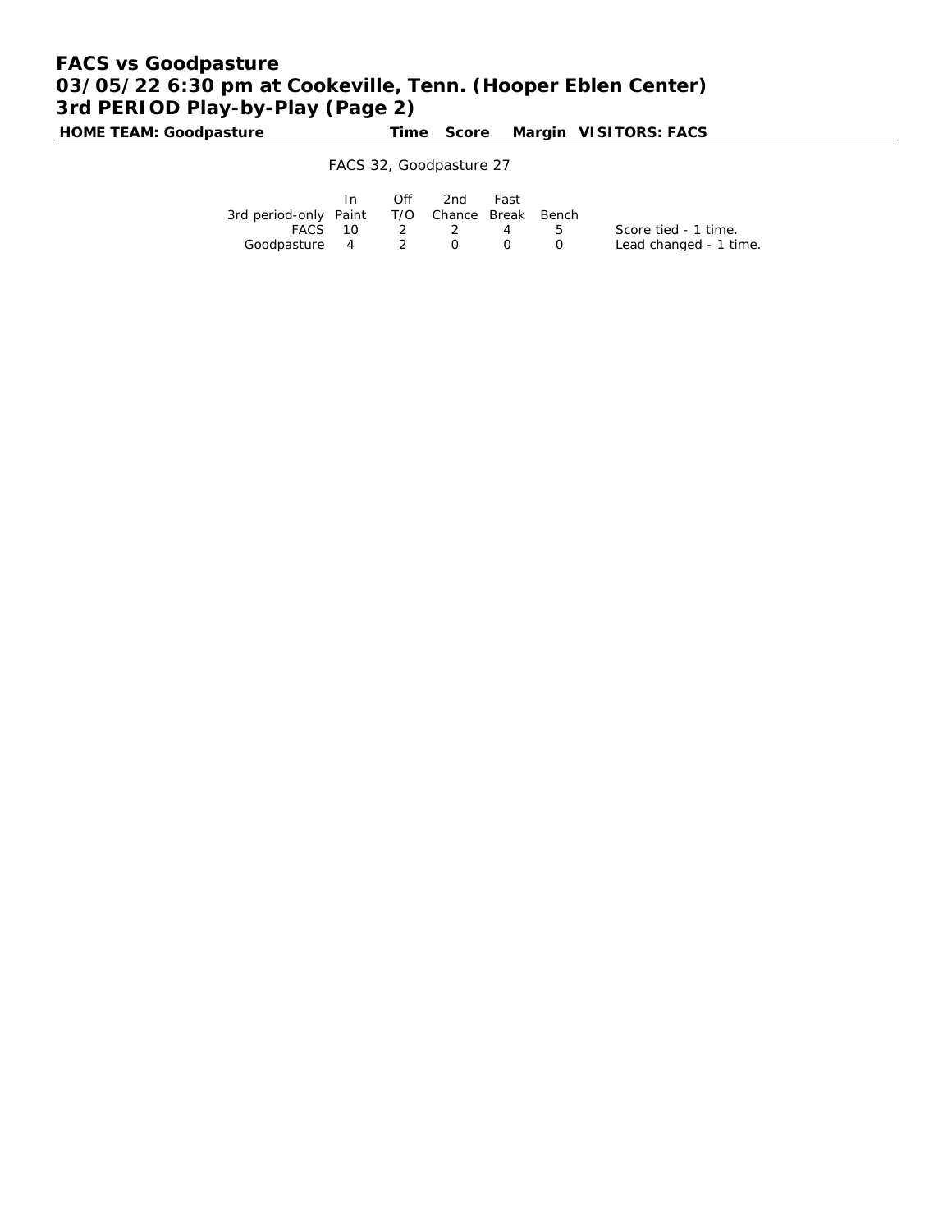# FACS vs Goodpasture
## 03/05/22 6:30 pm at Cookeville, Tenn. (Hooper Eblen Center)
## 3rd PERIOD Play-by-Play (Page 2)

| HOME TEAM: Goodpasture | Time | Score | Margin | VISITORS: FACS |
|---|---|---|---|---|

FACS 32, Goodpasture 27

| 3rd period-only | In Paint | Off T/O | 2nd Chance | Fast Break | Bench |
|---|---|---|---|---|---|
| FACS | 10 | 2 | 2 | 4 | 5 |
| Goodpasture | 4 | 2 | 0 | 0 | 0 |

Score tied - 1 time.
Lead changed - 1 time.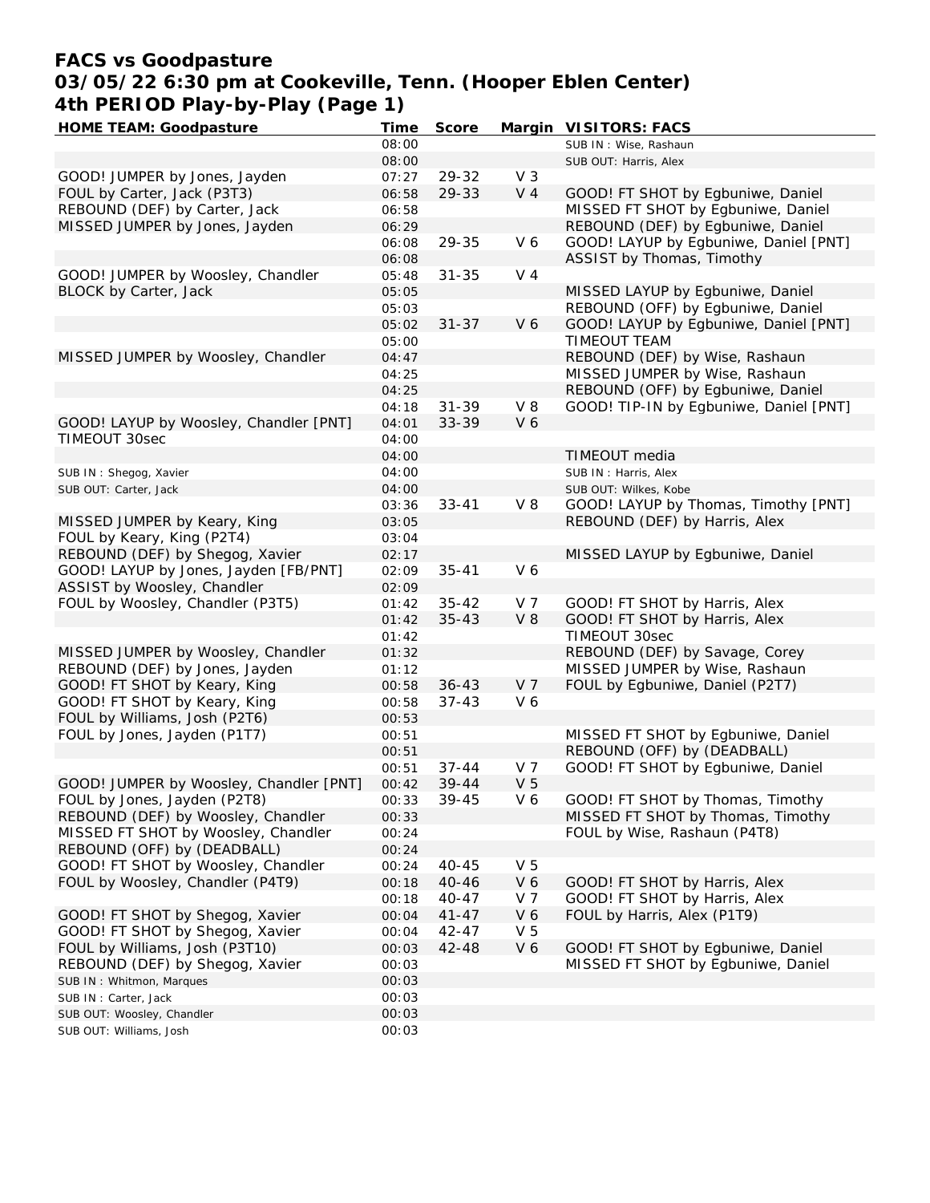# FACS vs Goodpasture
## 03/05/22 6:30 pm at Cookeville, Tenn. (Hooper Eblen Center)
## 4th PERIOD Play-by-Play (Page 1)

| HOME TEAM: Goodpasture | Time | Score | Margin | VISITORS: FACS |
|---|---|---|---|---|
| | 08:00 | | | SUB IN : Wise, Rashaun |
| | 08:00 | | | SUB OUT: Harris, Alex |
| GOOD! JUMPER by Jones, Jayden | 07:27 | 29-32 | V 3 | |
| FOUL by Carter, Jack (P3T3) | 06:58 | 29-33 | V 4 | GOOD! FT SHOT by Egbuniwe, Daniel |
| REBOUND (DEF) by Carter, Jack | 06:58 | | | MISSED FT SHOT by Egbuniwe, Daniel |
| MISSED JUMPER by Jones, Jayden | 06:29 | | | REBOUND (DEF) by Egbuniwe, Daniel |
| | 06:08 | 29-35 | V 6 | GOOD! LAYUP by Egbuniwe, Daniel [PNT] |
| | 06:08 | | | ASSIST by Thomas, Timothy |
| GOOD! JUMPER by Woosley, Chandler | 05:48 | 31-35 | V 4 | |
| BLOCK by Carter, Jack | 05:05 | | | MISSED LAYUP by Egbuniwe, Daniel |
| | 05:03 | | | REBOUND (OFF) by Egbuniwe, Daniel |
| | 05:02 | 31-37 | V 6 | GOOD! LAYUP by Egbuniwe, Daniel [PNT] |
| | 05:00 | | | TIMEOUT TEAM |
| MISSED JUMPER by Woosley, Chandler | 04:47 | | | REBOUND (DEF) by Wise, Rashaun |
| | 04:25 | | | MISSED JUMPER by Wise, Rashaun |
| | 04:25 | | | REBOUND (OFF) by Egbuniwe, Daniel |
| | 04:18 | 31-39 | V 8 | GOOD! TIP-IN by Egbuniwe, Daniel [PNT] |
| GOOD! LAYUP by Woosley, Chandler [PNT] | 04:01 | 33-39 | V 6 | |
| TIMEOUT 30sec | 04:00 | | | |
| | 04:00 | | | TIMEOUT media |
| SUB IN : Shegog, Xavier | 04:00 | | | SUB IN : Harris, Alex |
| SUB OUT: Carter, Jack | 04:00 | | | SUB OUT: Wilkes, Kobe |
| | 03:36 | 33-41 | V 8 | GOOD! LAYUP by Thomas, Timothy [PNT] |
| MISSED JUMPER by Keary, King | 03:05 | | | REBOUND (DEF) by Harris, Alex |
| FOUL by Keary, King (P2T4) | 03:04 | | | |
| REBOUND (DEF) by Shegog, Xavier | 02:17 | | | MISSED LAYUP by Egbuniwe, Daniel |
| GOOD! LAYUP by Jones, Jayden [FB/PNT] | 02:09 | 35-41 | V 6 | |
| ASSIST by Woosley, Chandler | 02:09 | | | |
| FOUL by Woosley, Chandler (P3T5) | 01:42 | 35-42 | V 7 | GOOD! FT SHOT by Harris, Alex |
| | 01:42 | 35-43 | V 8 | GOOD! FT SHOT by Harris, Alex |
| | 01:42 | | | TIMEOUT 30sec |
| MISSED JUMPER by Woosley, Chandler | 01:32 | | | REBOUND (DEF) by Savage, Corey |
| REBOUND (DEF) by Jones, Jayden | 01:12 | | | MISSED JUMPER by Wise, Rashaun |
| GOOD! FT SHOT by Keary, King | 00:58 | 36-43 | V 7 | FOUL by Egbuniwe, Daniel (P2T7) |
| GOOD! FT SHOT by Keary, King | 00:58 | 37-43 | V 6 | |
| FOUL by Williams, Josh (P2T6) | 00:53 | | | |
| FOUL by Jones, Jayden (P1T7) | 00:51 | | | MISSED FT SHOT by Egbuniwe, Daniel |
| | 00:51 | | | REBOUND (OFF) by (DEADBALL) |
| | 00:51 | 37-44 | V 7 | GOOD! FT SHOT by Egbuniwe, Daniel |
| GOOD! JUMPER by Woosley, Chandler [PNT] | 00:42 | 39-44 | V 5 | |
| FOUL by Jones, Jayden (P2T8) | 00:33 | 39-45 | V 6 | GOOD! FT SHOT by Thomas, Timothy |
| REBOUND (DEF) by Woosley, Chandler | 00:33 | | | MISSED FT SHOT by Thomas, Timothy |
| MISSED FT SHOT by Woosley, Chandler | 00:24 | | | FOUL by Wise, Rashaun (P4T8) |
| REBOUND (OFF) by (DEADBALL) | 00:24 | | | |
| GOOD! FT SHOT by Woosley, Chandler | 00:24 | 40-45 | V 5 | |
| FOUL by Woosley, Chandler (P4T9) | 00:18 | 40-46 | V 6 | GOOD! FT SHOT by Harris, Alex |
| | 00:18 | 40-47 | V 7 | GOOD! FT SHOT by Harris, Alex |
| GOOD! FT SHOT by Shegog, Xavier | 00:04 | 41-47 | V 6 | FOUL by Harris, Alex (P1T9) |
| GOOD! FT SHOT by Shegog, Xavier | 00:04 | 42-47 | V 5 | |
| FOUL by Williams, Josh (P3T10) | 00:03 | 42-48 | V 6 | GOOD! FT SHOT by Egbuniwe, Daniel |
| REBOUND (DEF) by Shegog, Xavier | 00:03 | | | MISSED FT SHOT by Egbuniwe, Daniel |
| SUB IN : Whitmon, Marques | 00:03 | | | |
| SUB IN : Carter, Jack | 00:03 | | | |
| SUB OUT: Woosley, Chandler | 00:03 | | | |
| SUB OUT: Williams, Josh | 00:03 | | | |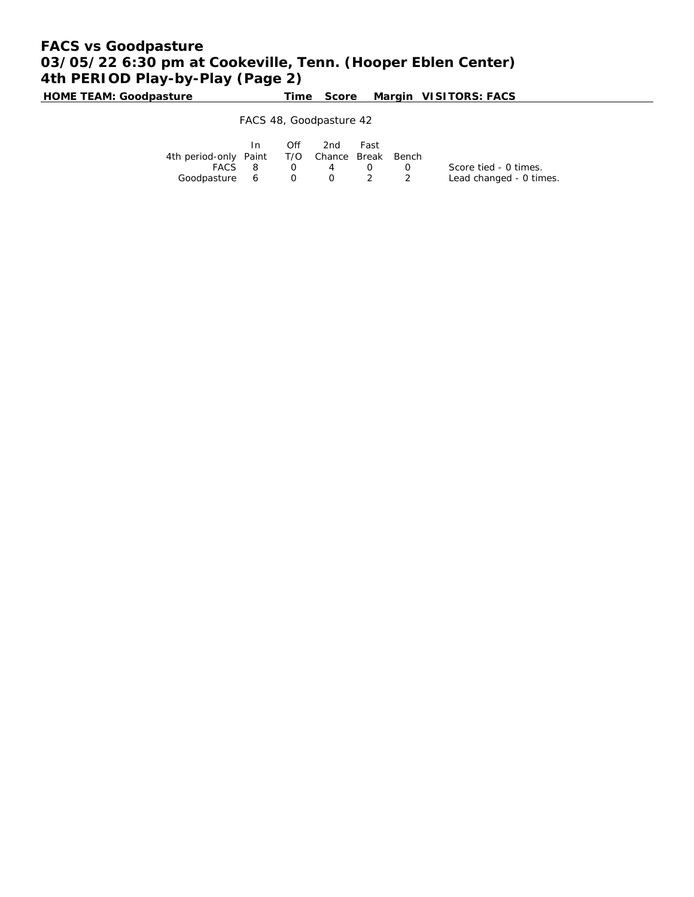# FACS vs Goodpasture

## 03/05/22 6:30 pm at Cookeville, Tenn. (Hooper Eblen Center)

## 4th PERIOD Play-by-Play (Page 2)

| HOME TEAM: Goodpasture | Time | Score | Margin | VISITORS: FACS |
|---|---|---|---|---|

FACS 48, Goodpasture 42

| 4th period-only | In Paint | Off T/O | 2nd Chance | Fast Break | Bench |
|---|---|---|---|---|---|
| FACS | 8 | 0 | 4 | 0 | 0 |
| Goodpasture | 6 | 0 | 0 | 2 | 2 |

Score tied - 0 times.
Lead changed - 0 times.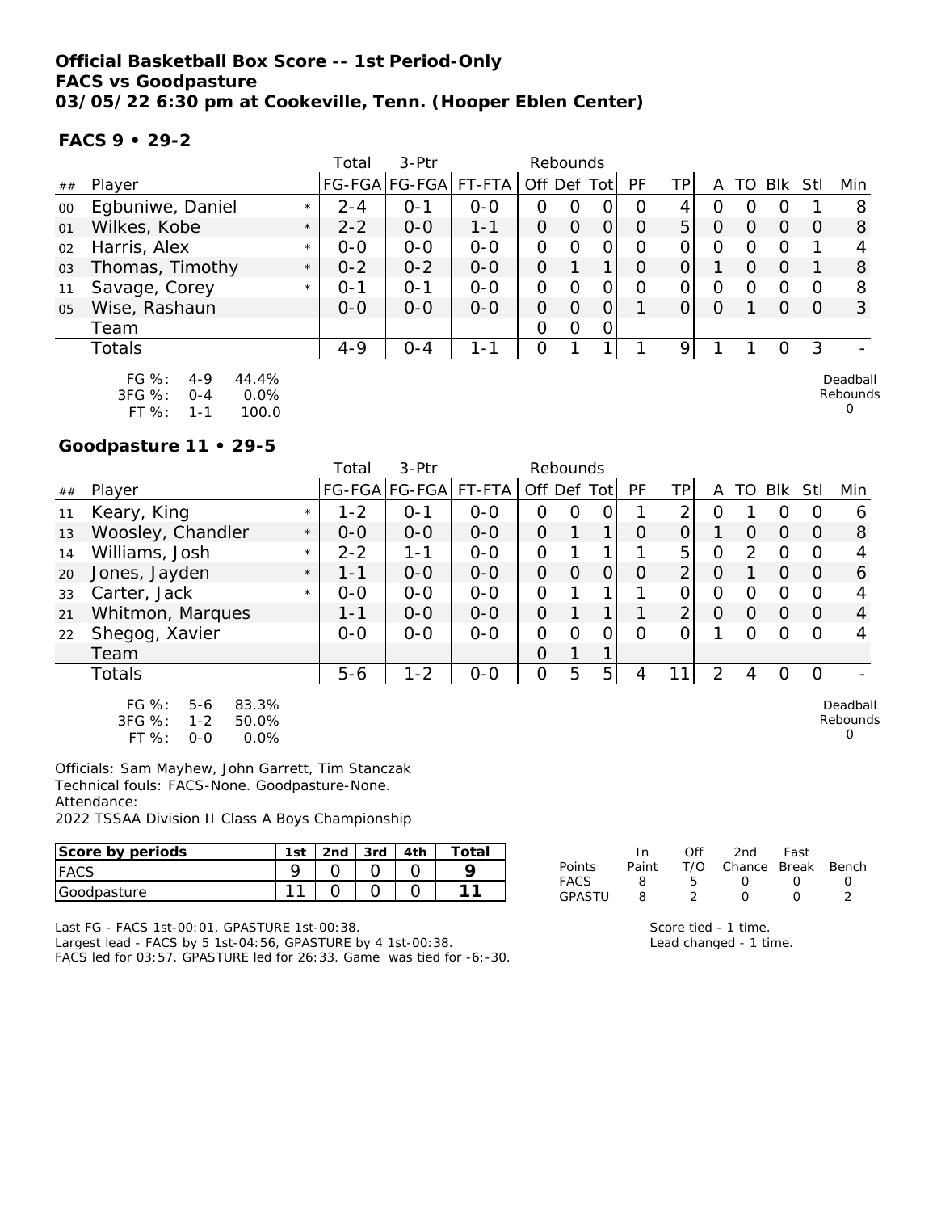**Official Basketball Box Score -- 1st Period-Only**
**FACS vs Goodpasture**
**03/05/22 6:30 pm at Cookeville, Tenn. (Hooper Eblen Center)**

**FACS 9 • 29-2**

| ## | Player | | Total FG-FGA | 3-Ptr FG-FGA | FT-FTA | Rebounds Off | Def | Tot | PF | TP | A | TO | Blk | Stl | Min |
|---|---|---|---|---|---|---|---|---|---|---|---|---|---|---|---|
| 00 | Egbuniwe, Daniel | * | 2-4 | 0-1 | 0-0 | 0 | 0 | 0 | 0 | 4 | 0 | 0 | 0 | 1 | 8 |
| 01 | Wilkes, Kobe | * | 2-2 | 0-0 | 1-1 | 0 | 0 | 0 | 0 | 5 | 0 | 0 | 0 | 0 | 8 |
| 02 | Harris, Alex | * | 0-0 | 0-0 | 0-0 | 0 | 0 | 0 | 0 | 0 | 0 | 0 | 0 | 1 | 4 |
| 03 | Thomas, Timothy | * | 0-2 | 0-2 | 0-0 | 0 | 1 | 1 | 0 | 0 | 1 | 0 | 0 | 1 | 8 |
| 11 | Savage, Corey | * | 0-1 | 0-1 | 0-0 | 0 | 0 | 0 | 0 | 0 | 0 | 0 | 0 | 0 | 8 |
| 05 | Wise, Rashaun | | 0-0 | 0-0 | 0-0 | 0 | 0 | 0 | 1 | 0 | 0 | 1 | 0 | 0 | 3 |
| | Team | | | | | 0 | 0 | 0 | | | | | | | |
| | Totals | | 4-9 | 0-4 | 1-1 | 0 | 1 | 1 | 1 | 9 | 1 | 1 | 0 | 3 | - |

FG %: 4-9 44.4%
3FG %: 0-4 0.0%
FT %: 1-1 100.0

Deadball Rebounds 0

**Goodpasture 11 • 29-5**

| ## | Player | | Total FG-FGA | 3-Ptr FG-FGA | FT-FTA | Rebounds Off | Def | Tot | PF | TP | A | TO | Blk | Stl | Min |
|---|---|---|---|---|---|---|---|---|---|---|---|---|---|---|---|
| 11 | Keary, King | * | 1-2 | 0-1 | 0-0 | 0 | 0 | 0 | 1 | 2 | 0 | 1 | 0 | 0 | 6 |
| 13 | Woosley, Chandler | * | 0-0 | 0-0 | 0-0 | 0 | 1 | 1 | 0 | 0 | 1 | 0 | 0 | 0 | 8 |
| 14 | Williams, Josh | * | 2-2 | 1-1 | 0-0 | 0 | 1 | 1 | 1 | 5 | 0 | 2 | 0 | 0 | 4 |
| 20 | Jones, Jayden | * | 1-1 | 0-0 | 0-0 | 0 | 0 | 0 | 0 | 2 | 0 | 1 | 0 | 0 | 6 |
| 33 | Carter, Jack | * | 0-0 | 0-0 | 0-0 | 0 | 1 | 1 | 1 | 0 | 0 | 0 | 0 | 0 | 4 |
| 21 | Whitmon, Marques | | 1-1 | 0-0 | 0-0 | 0 | 1 | 1 | 1 | 2 | 0 | 0 | 0 | 0 | 4 |
| 22 | Shegog, Xavier | | 0-0 | 0-0 | 0-0 | 0 | 0 | 0 | 0 | 0 | 1 | 0 | 0 | 0 | 4 |
| | Team | | | | | 0 | 1 | 1 | | | | | | | |
| | Totals | | 5-6 | 1-2 | 0-0 | 0 | 5 | 5 | 4 | 11 | 2 | 4 | 0 | 0 | - |

FG %: 5-6 83.3%
3FG %: 1-2 50.0%
FT %: 0-0 0.0%

Deadball Rebounds 0

Officials: Sam Mayhew, John Garrett, Tim Stanczak
Technical fouls: FACS-None. Goodpasture-None.
Attendance:
2022 TSSAA Division II Class A Boys Championship

| Score by periods | 1st | 2nd | 3rd | 4th | Total |
|---|---|---|---|---|---|
| FACS | 9 | 0 | 0 | 0 | 9 |
| Goodpasture | 11 | 0 | 0 | 0 | 11 |

| Points | In Paint | Off T/O | 2nd Chance | Fast Break | Bench |
|---|---|---|---|---|---|
| FACS | 8 | 5 | 0 | 0 | 0 |
| GPASTU | 8 | 2 | 0 | 0 | 2 |

Last FG - FACS 1st-00:01, GPASTURE 1st-00:38.
Largest lead - FACS by 5 1st-04:56, GPASTURE by 4 1st-00:38.
FACS led for 03:57. GPASTURE led for 26:33. Game was tied for -6:-30.

Score tied - 1 time.
Lead changed - 1 time.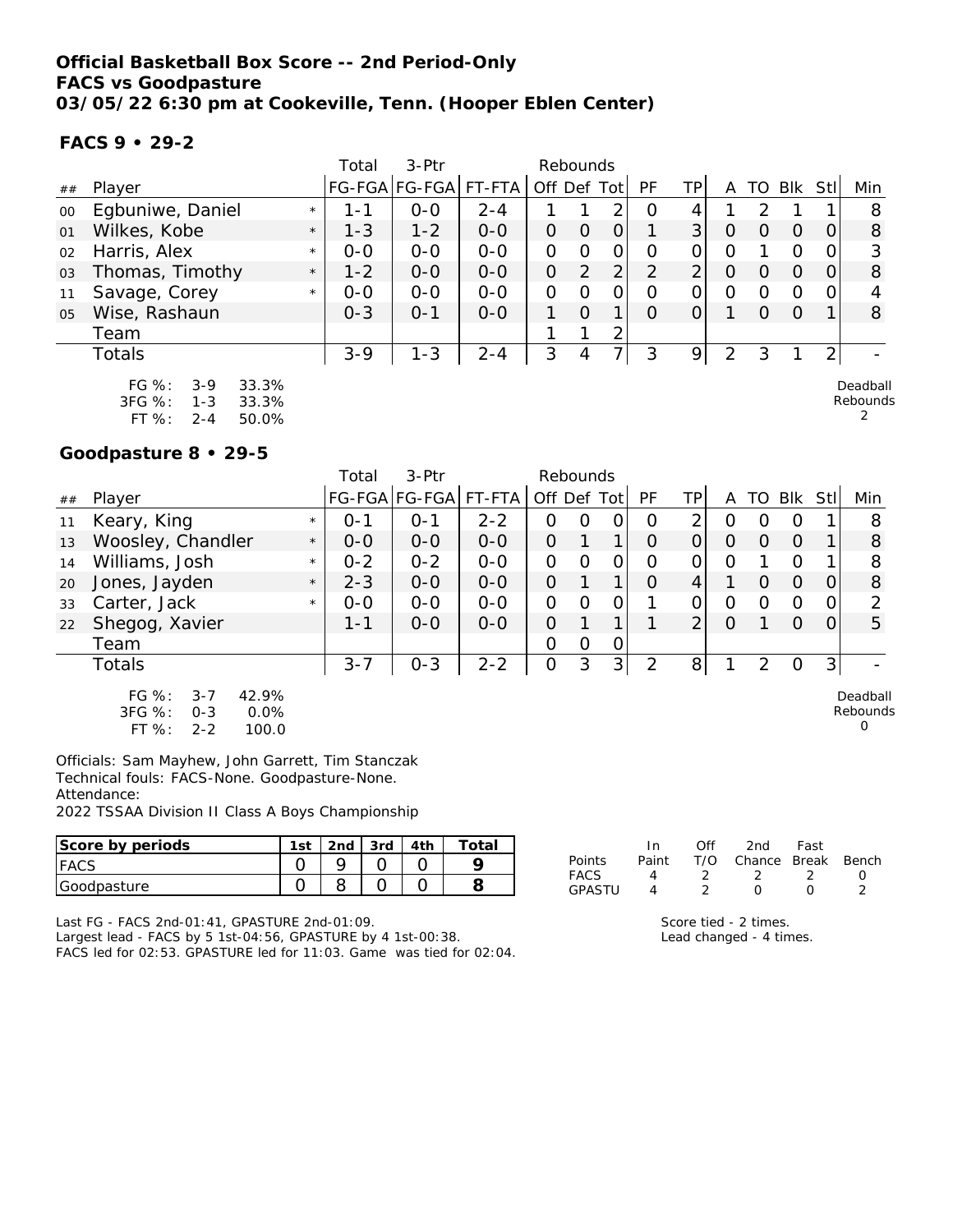**Official Basketball Box Score -- 2nd Period-Only**
**FACS vs Goodpasture**
**03/05/22 6:30 pm at Cookeville, Tenn. (Hooper Eblen Center)**

**FACS 9 • 29-2**

| ## | Player | | Total FG-FGA | 3-Ptr FG-FGA | FT-FTA | Rebounds Off | Def | Tot | PF | TP | A | TO | Blk | Stl | Min |
|---|---|---|---|---|---|---|---|---|---|---|---|---|---|---|---|
| 00 | Egbuniwe, Daniel | * | 1-1 | 0-0 | 2-4 | 1 | 1 | 2 | 0 | 4 | 1 | 2 | 1 | 1 | 8 |
| 01 | Wilkes, Kobe | * | 1-3 | 1-2 | 0-0 | 0 | 0 | 0 | 1 | 3 | 0 | 0 | 0 | 0 | 8 |
| 02 | Harris, Alex | * | 0-0 | 0-0 | 0-0 | 0 | 0 | 0 | 0 | 0 | 0 | 1 | 0 | 0 | 3 |
| 03 | Thomas, Timothy | * | 1-2 | 0-0 | 0-0 | 0 | 2 | 2 | 2 | 2 | 0 | 0 | 0 | 0 | 8 |
| 11 | Savage, Corey | * | 0-0 | 0-0 | 0-0 | 0 | 0 | 0 | 0 | 0 | 0 | 0 | 0 | 0 | 4 |
| 05 | Wise, Rashaun | | 0-3 | 0-1 | 0-0 | 1 | 0 | 1 | 0 | 0 | 1 | 0 | 0 | 1 | 8 |
| | Team | | | | | 1 | 1 | 2 | | | | | | | |
| | Totals | | 3-9 | 1-3 | 2-4 | 3 | 4 | 7 | 3 | 9 | 2 | 3 | 1 | 2 | - |

FG %: 3-9 33.3%
3FG %: 1-3 33.3%
FT %: 2-4 50.0%

Deadball Rebounds 2

**Goodpasture 8 • 29-5**

| ## | Player | | Total FG-FGA | 3-Ptr FG-FGA | FT-FTA | Rebounds Off | Def | Tot | PF | TP | A | TO | Blk | Stl | Min |
|---|---|---|---|---|---|---|---|---|---|---|---|---|---|---|---|
| 11 | Keary, King | * | 0-1 | 0-1 | 2-2 | 0 | 0 | 0 | 0 | 2 | 0 | 0 | 0 | 1 | 8 |
| 13 | Woosley, Chandler | * | 0-0 | 0-0 | 0-0 | 0 | 1 | 1 | 0 | 0 | 0 | 0 | 0 | 1 | 8 |
| 14 | Williams, Josh | * | 0-2 | 0-2 | 0-0 | 0 | 0 | 0 | 0 | 0 | 0 | 1 | 0 | 1 | 8 |
| 20 | Jones, Jayden | * | 2-3 | 0-0 | 0-0 | 0 | 1 | 1 | 0 | 4 | 1 | 0 | 0 | 0 | 8 |
| 33 | Carter, Jack | * | 0-0 | 0-0 | 0-0 | 0 | 0 | 0 | 1 | 0 | 0 | 0 | 0 | 0 | 2 |
| 22 | Shegog, Xavier | | 1-1 | 0-0 | 0-0 | 0 | 1 | 1 | 1 | 2 | 0 | 1 | 0 | 0 | 5 |
| | Team | | | | | 0 | 0 | 0 | | | | | | | |
| | Totals | | 3-7 | 0-3 | 2-2 | 0 | 3 | 3 | 2 | 8 | 1 | 2 | 0 | 3 | - |

FG %: 3-7 42.9%
3FG %: 0-3 0.0%
FT %: 2-2 100.0

Deadball Rebounds 0

Officials: Sam Mayhew, John Garrett, Tim Stanczak
Technical fouls: FACS-None. Goodpasture-None.
Attendance:
2022 TSSAA Division II Class A Boys Championship

| Score by periods | 1st | 2nd | 3rd | 4th | Total |
|---|---|---|---|---|---|
| FACS | 0 | 9 | 0 | 0 | 9 |
| Goodpasture | 0 | 8 | 0 | 0 | 8 |

| Points | In Paint | Off T/O | 2nd Chance | Fast Break | Bench |
|---|---|---|---|---|---|
| FACS | 4 | 2 | 2 | 2 | 0 |
| GPASTU | 4 | 2 | 0 | 0 | 2 |

Last FG - FACS 2nd-01:41, GPASTURE 2nd-01:09.
Largest lead - FACS by 5 1st-04:56, GPASTURE by 4 1st-00:38.
FACS led for 02:53. GPASTURE led for 11:03. Game was tied for 02:04.

Score tied - 2 times.
Lead changed - 4 times.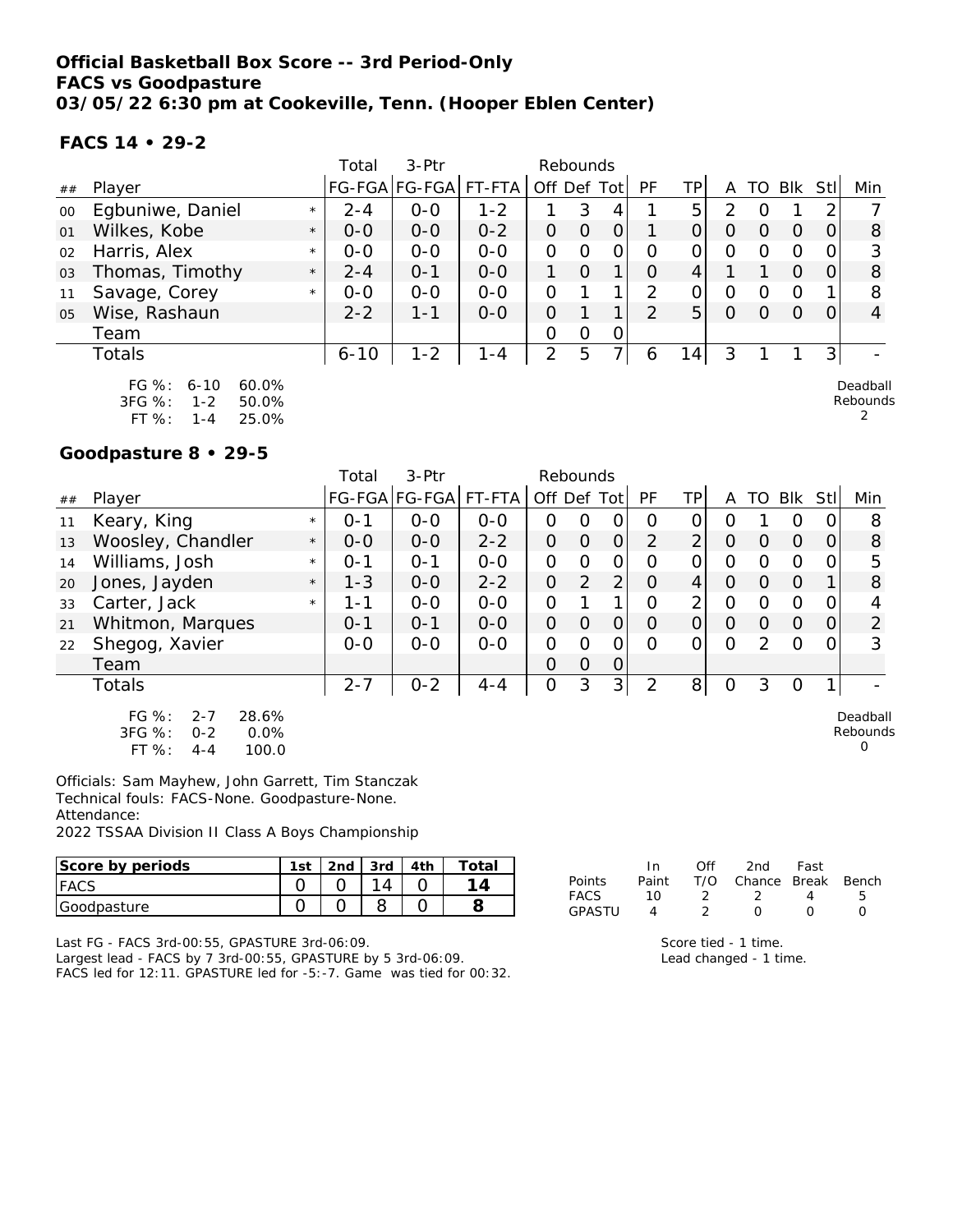**Official Basketball Box Score -- 3rd Period-Only**
**FACS vs Goodpasture**
**03/05/22 6:30 pm at Cookeville, Tenn. (Hooper Eblen Center)**

**FACS 14 • 29-2**

| ## | Player | | Total FG-FGA | 3-Ptr FG-FGA | FT-FTA | Rebounds Off | Def | Tot | PF | TP | A | TO | Blk | Stl | Min |
|---|---|---|---|---|---|---|---|---|---|---|---|---|---|---|---|
| 00 | Egbuniwe, Daniel | * | 2-4 | 0-0 | 1-2 | 1 | 3 | 4 | 1 | 5 | 2 | 0 | 1 | 2 | 7 |
| 01 | Wilkes, Kobe | * | 0-0 | 0-0 | 0-2 | 0 | 0 | 0 | 1 | 0 | 0 | 0 | 0 | 0 | 8 |
| 02 | Harris, Alex | * | 0-0 | 0-0 | 0-0 | 0 | 0 | 0 | 0 | 0 | 0 | 0 | 0 | 0 | 3 |
| 03 | Thomas, Timothy | * | 2-4 | 0-1 | 0-0 | 1 | 0 | 1 | 0 | 4 | 1 | 1 | 0 | 0 | 8 |
| 11 | Savage, Corey | * | 0-0 | 0-0 | 0-0 | 0 | 1 | 1 | 2 | 0 | 0 | 0 | 0 | 1 | 8 |
| 05 | Wise, Rashaun | | 2-2 | 1-1 | 0-0 | 0 | 1 | 1 | 2 | 5 | 0 | 0 | 0 | 0 | 4 |
| | Team | | | | | 0 | 0 | 0 | | | | | | | |
| | Totals | | 6-10 | 1-2 | 1-4 | 2 | 5 | 7 | 6 | 14 | 3 | 1 | 1 | 3 | - |

FG %: 6-10 60.0%
3FG %: 1-2 50.0%
FT %: 1-4 25.0%

Deadball Rebounds 2

**Goodpasture 8 • 29-5**

| ## | Player | | Total FG-FGA | 3-Ptr FG-FGA | FT-FTA | Rebounds Off | Def | Tot | PF | TP | A | TO | Blk | Stl | Min |
|---|---|---|---|---|---|---|---|---|---|---|---|---|---|---|---|
| 11 | Keary, King | * | 0-1 | 0-0 | 0-0 | 0 | 0 | 0 | 0 | 0 | 0 | 1 | 0 | 0 | 8 |
| 13 | Woosley, Chandler | * | 0-0 | 0-0 | 2-2 | 0 | 0 | 0 | 2 | 2 | 0 | 0 | 0 | 0 | 8 |
| 14 | Williams, Josh | * | 0-1 | 0-1 | 0-0 | 0 | 0 | 0 | 0 | 0 | 0 | 0 | 0 | 0 | 5 |
| 20 | Jones, Jayden | * | 1-3 | 0-0 | 2-2 | 0 | 2 | 2 | 0 | 4 | 0 | 0 | 0 | 1 | 8 |
| 33 | Carter, Jack | * | 1-1 | 0-0 | 0-0 | 0 | 1 | 1 | 0 | 2 | 0 | 0 | 0 | 0 | 4 |
| 21 | Whitmon, Marques | | 0-1 | 0-1 | 0-0 | 0 | 0 | 0 | 0 | 0 | 0 | 0 | 0 | 0 | 2 |
| 22 | Shegog, Xavier | | 0-0 | 0-0 | 0-0 | 0 | 0 | 0 | 0 | 0 | 0 | 2 | 0 | 0 | 3 |
| | Team | | | | | 0 | 0 | 0 | | | | | | | |
| | Totals | | 2-7 | 0-2 | 4-4 | 0 | 3 | 3 | 2 | 8 | 0 | 3 | 0 | 1 | - |

FG %: 2-7 28.6%
3FG %: 0-2 0.0%
FT %: 4-4 100.0

Deadball Rebounds 0

Officials: Sam Mayhew, John Garrett, Tim Stanczak
Technical fouls: FACS-None. Goodpasture-None.
Attendance:
2022 TSSAA Division II Class A Boys Championship

| Score by periods | 1st | 2nd | 3rd | 4th | Total |
|---|---|---|---|---|---|
| FACS | 0 | 0 | 14 | 0 | 14 |
| Goodpasture | 0 | 0 | 8 | 0 | 8 |

| Points | In Paint | Off T/O | 2nd Chance | Fast Break | Bench |
|---|---|---|---|---|---|
| FACS | 10 | 2 | 2 | 4 | 5 |
| GPASTU | 4 | 2 | 0 | 0 | 0 |

Last FG - FACS 3rd-00:55, GPASTURE 3rd-06:09.
Largest lead - FACS by 7 3rd-00:55, GPASTURE by 5 3rd-06:09.
FACS led for 12:11. GPASTURE led for -5:-7. Game was tied for 00:32.

Score tied - 1 time.
Lead changed - 1 time.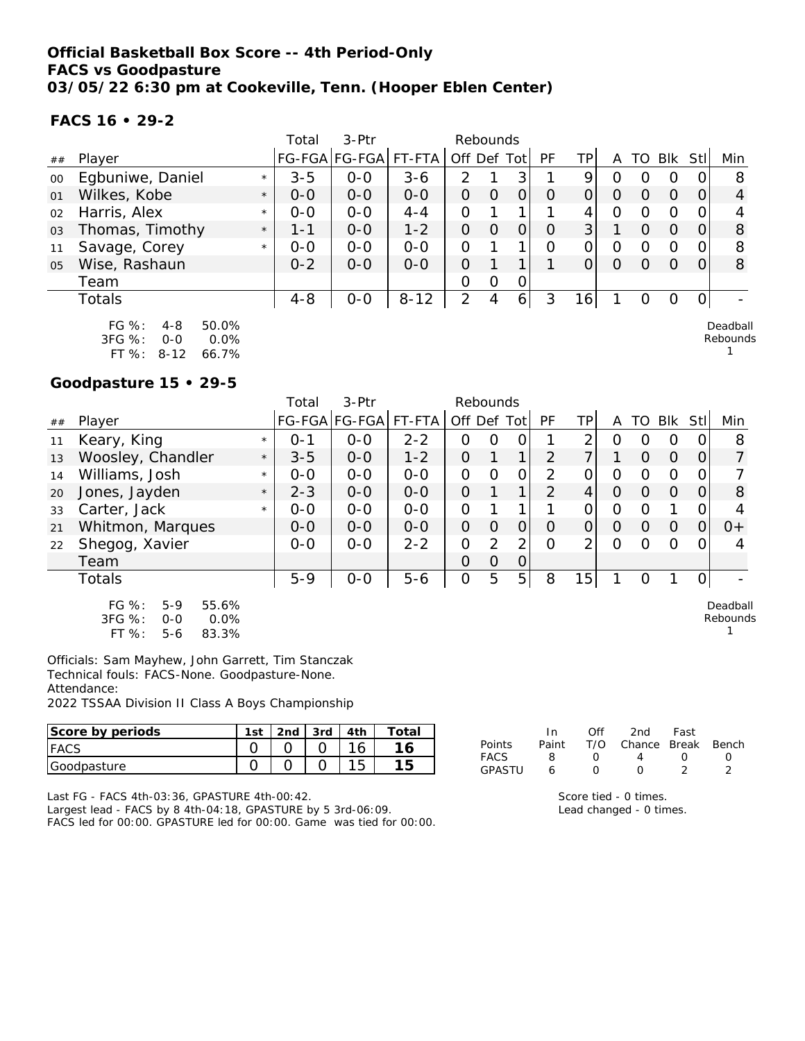**Official Basketball Box Score -- 4th Period-Only**
**FACS vs Goodpasture**
**03/05/22 6:30 pm at Cookeville, Tenn. (Hooper Eblen Center)**

**FACS 16 • 29-2**

| ## | Player | | Total FG-FGA | 3-Ptr FG-FGA | FT-FTA | Rebounds Off | Def | Tot | PF | TP | A | TO | Blk | Stl | Min |
|---|---|---|---|---|---|---|---|---|---|---|---|---|---|---|---|
| 00 | Egbuniwe, Daniel | * | 3-5 | 0-0 | 3-6 | 2 | 1 | 3 | 1 | 9 | 0 | 0 | 0 | 0 | 8 |
| 01 | Wilkes, Kobe | * | 0-0 | 0-0 | 0-0 | 0 | 0 | 0 | 0 | 0 | 0 | 0 | 0 | 0 | 4 |
| 02 | Harris, Alex | * | 0-0 | 0-0 | 4-4 | 0 | 1 | 1 | 1 | 4 | 0 | 0 | 0 | 0 | 4 |
| 03 | Thomas, Timothy | * | 1-1 | 0-0 | 1-2 | 0 | 0 | 0 | 0 | 3 | 1 | 0 | 0 | 0 | 8 |
| 11 | Savage, Corey | * | 0-0 | 0-0 | 0-0 | 0 | 1 | 1 | 0 | 0 | 0 | 0 | 0 | 0 | 8 |
| 05 | Wise, Rashaun | | 0-2 | 0-0 | 0-0 | 0 | 1 | 1 | 1 | 0 | 0 | 0 | 0 | 0 | 8 |
| | Team | | | | | 0 | 0 | 0 | | | | | | | |
| | Totals | | 4-8 | 0-0 | 8-12 | 2 | 4 | 6 | 3 | 16 | 1 | 0 | 0 | 0 | - |

FG %: 4-8 50.0%
3FG %: 0-0 0.0%
FT %: 8-12 66.7%

Deadball Rebounds 1

**Goodpasture 15 • 29-5**

| ## | Player | | Total FG-FGA | 3-Ptr FG-FGA | FT-FTA | Rebounds Off | Def | Tot | PF | TP | A | TO | Blk | Stl | Min |
|---|---|---|---|---|---|---|---|---|---|---|---|---|---|---|---|
| 11 | Keary, King | * | 0-1 | 0-0 | 2-2 | 0 | 0 | 0 | 1 | 2 | 0 | 0 | 0 | 0 | 8 |
| 13 | Woosley, Chandler | * | 3-5 | 0-0 | 1-2 | 0 | 1 | 1 | 2 | 7 | 1 | 0 | 0 | 0 | 7 |
| 14 | Williams, Josh | * | 0-0 | 0-0 | 0-0 | 0 | 0 | 0 | 2 | 0 | 0 | 0 | 0 | 0 | 7 |
| 20 | Jones, Jayden | * | 2-3 | 0-0 | 0-0 | 0 | 1 | 1 | 2 | 4 | 0 | 0 | 0 | 0 | 8 |
| 33 | Carter, Jack | * | 0-0 | 0-0 | 0-0 | 0 | 1 | 1 | 1 | 0 | 0 | 0 | 1 | 0 | 4 |
| 21 | Whitmon, Marques | | 0-0 | 0-0 | 0-0 | 0 | 0 | 0 | 0 | 0 | 0 | 0 | 0 | 0 | 0+ |
| 22 | Shegog, Xavier | | 0-0 | 0-0 | 2-2 | 0 | 2 | 2 | 0 | 2 | 0 | 0 | 0 | 0 | 4 |
| | Team | | | | | 0 | 0 | 0 | | | | | | | |
| | Totals | | 5-9 | 0-0 | 5-6 | 0 | 5 | 5 | 8 | 15 | 1 | 0 | 1 | 0 | - |

FG %: 5-9 55.6%
3FG %: 0-0 0.0%
FT %: 5-6 83.3%

Deadball Rebounds 1

Officials: Sam Mayhew, John Garrett, Tim Stanczak
Technical fouls: FACS-None. Goodpasture-None.
Attendance:
2022 TSSAA Division II Class A Boys Championship

| Score by periods | 1st | 2nd | 3rd | 4th | Total |
|---|---|---|---|---|---|
| FACS | 0 | 0 | 0 | 16 | 16 |
| Goodpasture | 0 | 0 | 0 | 15 | 15 |

| Points | In Paint | Off T/O | 2nd Chance | Fast Break | Bench |
|---|---|---|---|---|---|
| FACS | 8 | 0 | 4 | 0 | 0 |
| GPASTU | 6 | 0 | 0 | 2 | 2 |

Last FG - FACS 4th-03:36, GPASTURE 4th-00:42.
Largest lead - FACS by 8 4th-04:18, GPASTURE by 5 3rd-06:09.
FACS led for 00:00. GPASTURE led for 00:00. Game was tied for 00:00.

Score tied - 0 times.
Lead changed - 0 times.